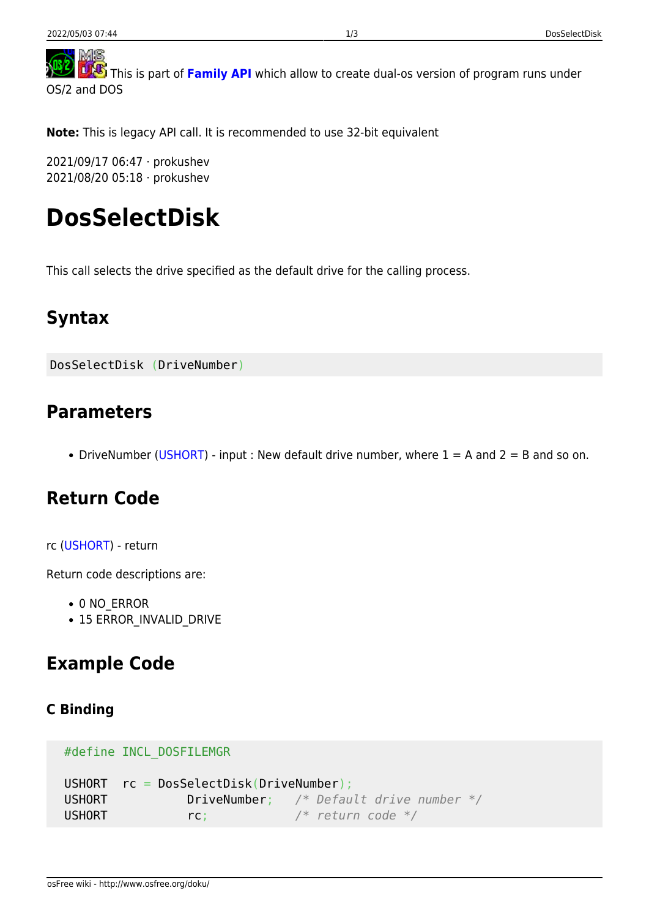This is part of **Family API** which allow to create dual-os version of program runs under OS/2 and DOS

**Note:** This is legacy API call. It is recommended to use 32-bit equivalent

2021/09/17 06:47 · prokushev
2021/08/20 05:18 · prokushev

# DosSelectDisk

This call selects the drive specified as the default drive for the calling process.

## Syntax

```
DosSelectDisk (DriveNumber)
```

## Parameters

- DriveNumber (USHORT) - input : New default drive number, where 1 = A and 2 = B and so on.

## Return Code

rc (USHORT) - return

Return code descriptions are:

- 0 NO_ERROR
- 15 ERROR_INVALID_DRIVE

## Example Code

### C Binding

```
#define INCL_DOSFILEMGR

USHORT  rc = DosSelectDisk(DriveNumber);
USHORT          DriveNumber;   /* Default drive number */
USHORT          rc;            /* return code */
```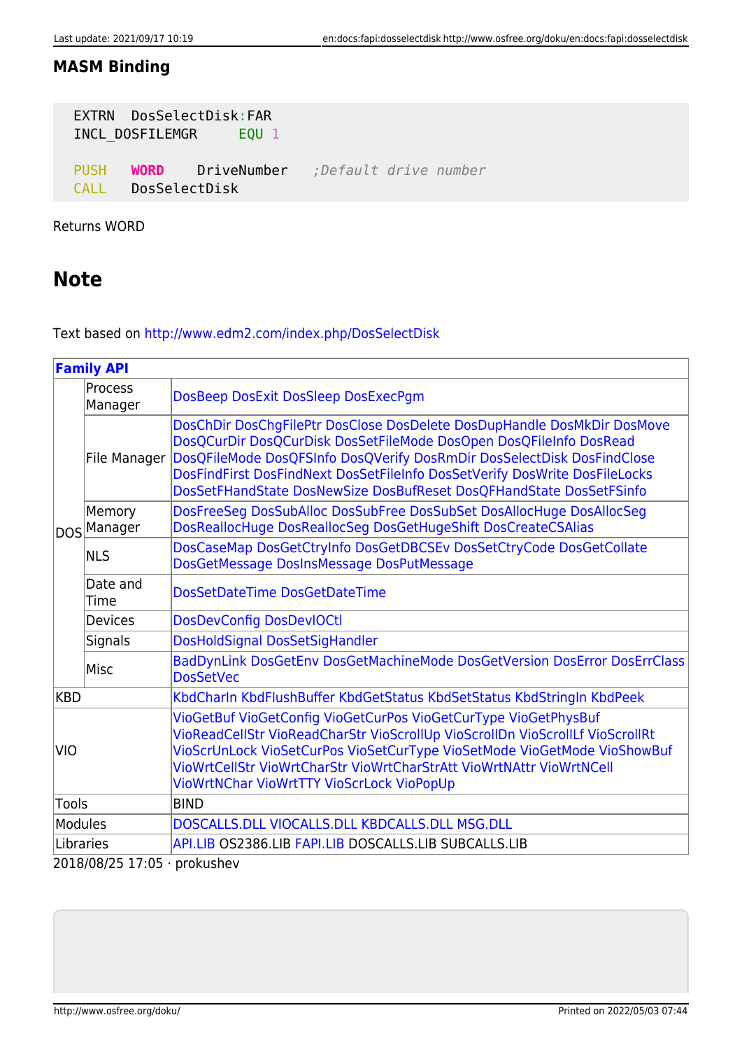#### MASM Binding

```
 EXTRN  DosSelectDisk:FAR
 INCL_DOSFILEMGR     EQU 1

 PUSH   WORD    DriveNumber   ;Default drive number
 CALL   DosSelectDisk
```

Returns WORD

## Note

Text based on http://www.edm2.com/index.php/DosSelectDisk

| **Family API** | | |
|---|---|---|
| DOS | Process Manager | DosBeep DosExit DosSleep DosExecPgm |
| | File Manager | DosChDir DosChgFilePtr DosClose DosDelete DosDupHandle DosMkDir DosMove DosQCurDir DosQCurDisk DosSetFileMode DosOpen DosQFileInfo DosRead DosQFileMode DosQFSInfo DosQVerify DosRmDir DosSelectDisk DosFindClose DosFindFirst DosFindNext DosSetFileInfo DosSetVerify DosWrite DosFileLocks DosSetFHandState DosNewSize DosBufReset DosQFHandState DosSetFSinfo |
| | Memory Manager | DosFreeSeg DosSubAlloc DosSubFree DosSubSet DosAllocHuge DosAllocSeg DosReallocHuge DosReallocSeg DosGetHugeShift DosCreateCSAlias |
| | NLS | DosCaseMap DosGetCtryInfo DosGetDBCSEv DosSetCtryCode DosGetCollate DosGetMessage DosInsMessage DosPutMessage |
| | Date and Time | DosSetDateTime DosGetDateTime |
| | Devices | DosDevConfig DosDevIOCtl |
| | Signals | DosHoldSignal DosSetSigHandler |
| | Misc | BadDynLink DosGetEnv DosGetMachineMode DosGetVersion DosError DosErrClass DosSetVec |
| KBD | | KbdCharIn KbdFlushBuffer KbdGetStatus KbdSetStatus KbdStringIn KbdPeek |
| VIO | | VioGetBuf VioGetConfig VioGetCurPos VioGetCurType VioGetPhysBuf VioReadCellStr VioReadCharStr VioScrollUp VioScrollDn VioScrollLf VioScrollRt VioScrUnLock VioSetCurPos VioSetCurType VioSetMode VioShowBuf VioWrtCellStr VioWrtCharStr VioWrtCharStrAtt VioWrtNAttr VioWrtNCell VioWrtNChar VioWrtTTY VioScrLock VioPopUp |
| Tools | | BIND |
| Modules | | DOSCALLS.DLL VIOCALLS.DLL KBDCALLS.DLL MSG.DLL |
| Libraries | | API.LIB OS2386.LIB FAPI.LIB DOSCALLS.LIB SUBCALLS.LIB |

2018/08/25 17:05 · prokushev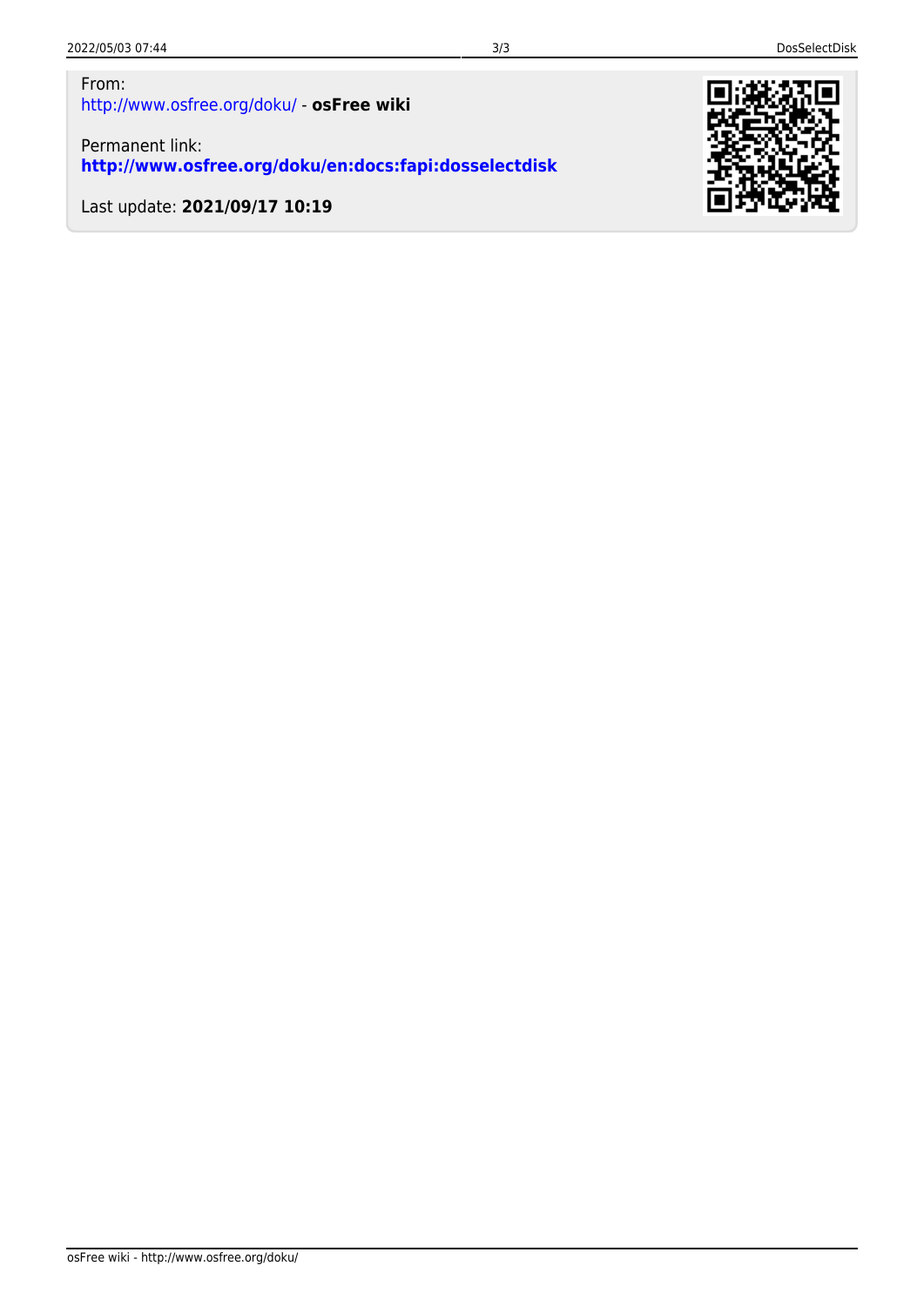From:
http://www.osfree.org/doku/ - **osFree wiki**

Permanent link:
**http://www.osfree.org/doku/en:docs:fapi:dosselectdisk**

Last update: **2021/09/17 10:19**